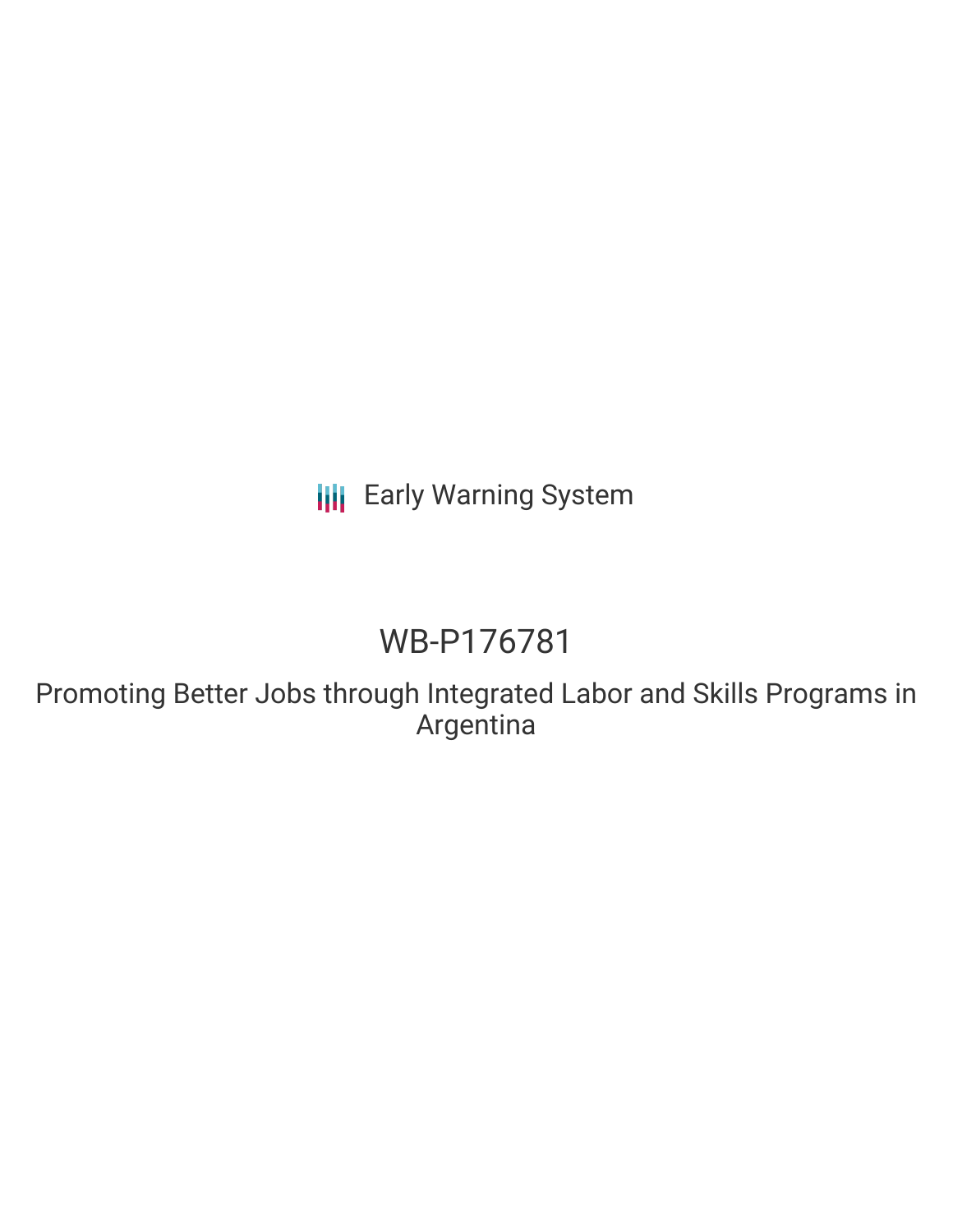Early Warning System

# WB-P176781

## Promoting Better Jobs through Integrated Labor and Skills Programs in Argentina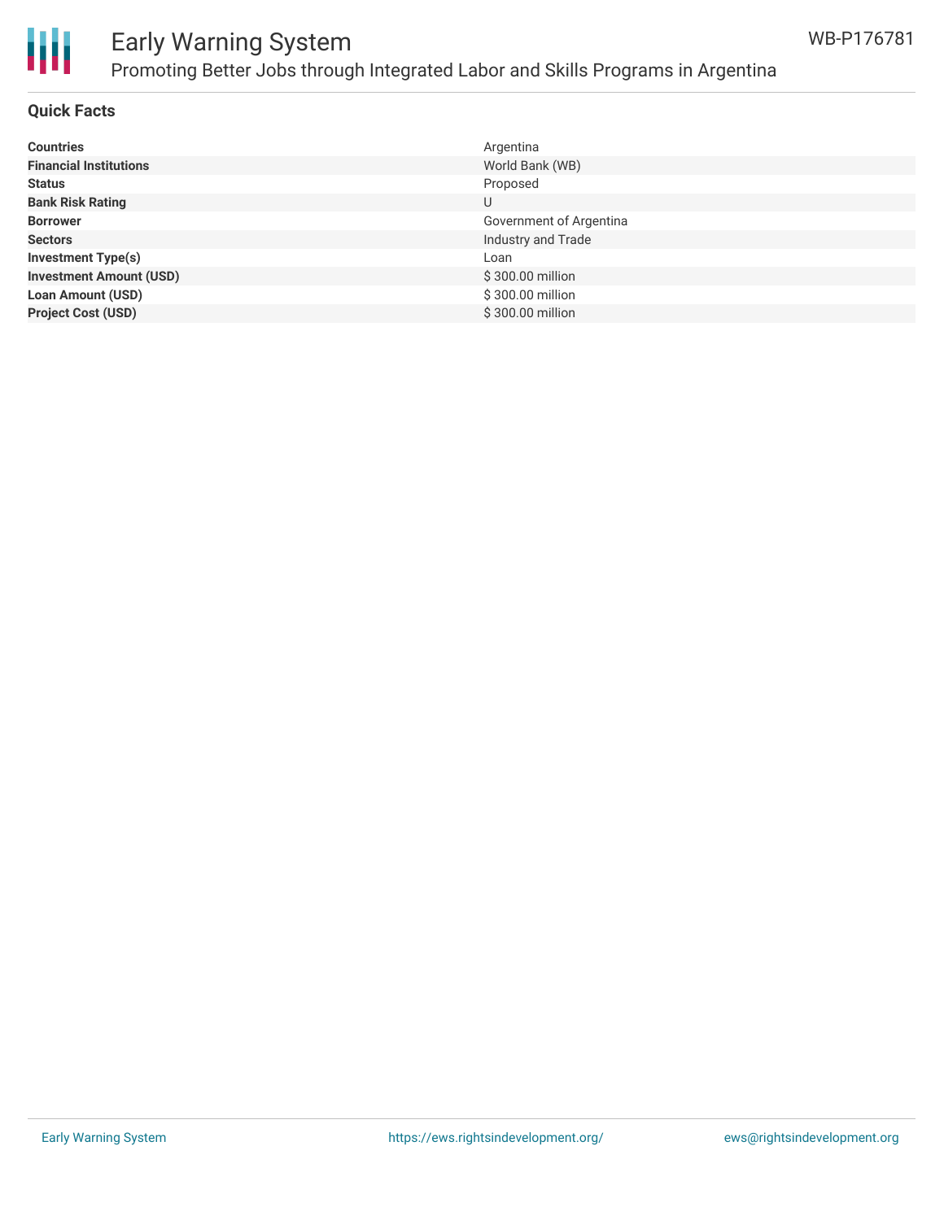## Quick Facts

| | |
|---|---|
| **Countries** | Argentina |
| **Financial Institutions** | World Bank (WB) |
| **Status** | Proposed |
| **Bank Risk Rating** | U |
| **Borrower** | Government of Argentina |
| **Sectors** | Industry and Trade |
| **Investment Type(s)** | Loan |
| **Investment Amount (USD)** | $ 300.00 million |
| **Loan Amount (USD)** | $ 300.00 million |
| **Project Cost (USD)** | $ 300.00 million |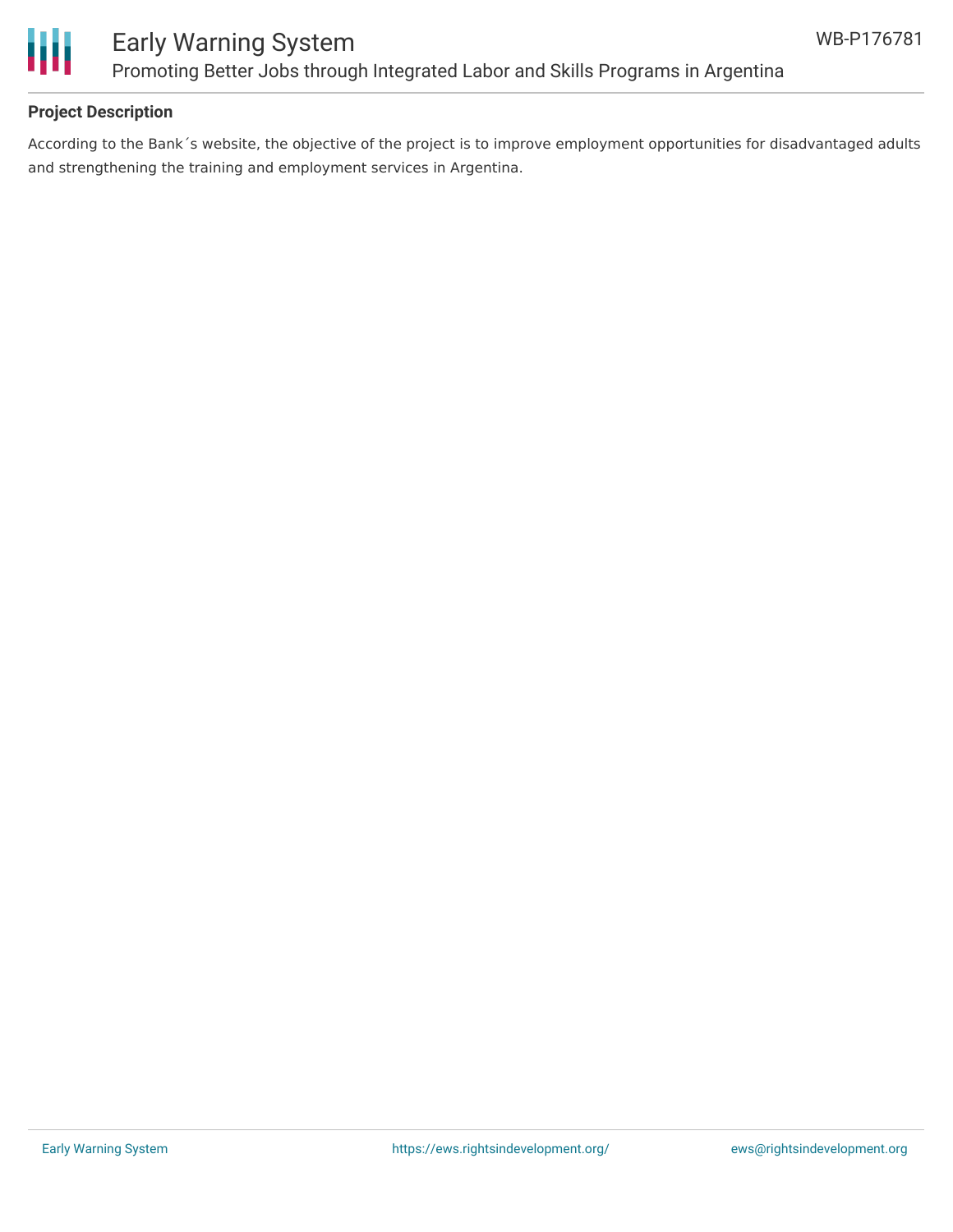## Project Description

According to the Bank´s website, the objective of the project is to improve employment opportunities for disadvantaged adults and strengthening the training and employment services in Argentina.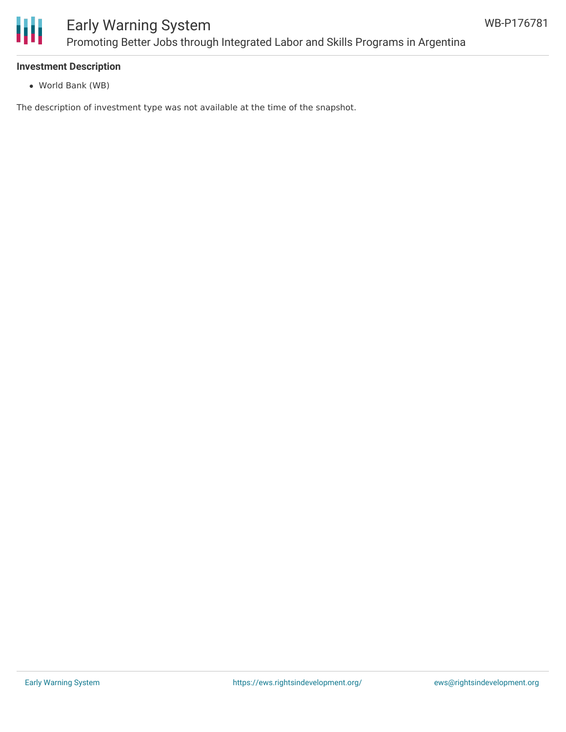### Investment Description

- World Bank (WB)

The description of investment type was not available at the time of the snapshot.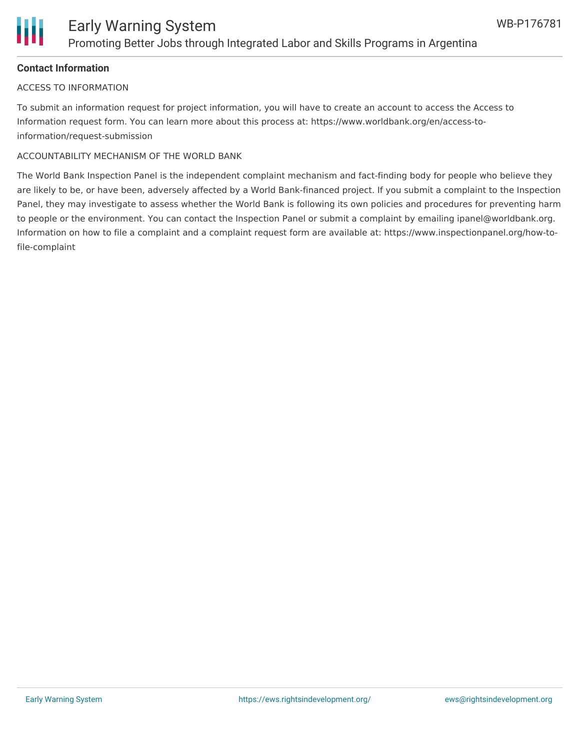**Contact Information**

ACCESS TO INFORMATION

To submit an information request for project information, you will have to create an account to access the Access to Information request form. You can learn more about this process at: https://www.worldbank.org/en/access-to-information/request-submission

ACCOUNTABILITY MECHANISM OF THE WORLD BANK

The World Bank Inspection Panel is the independent complaint mechanism and fact-finding body for people who believe they are likely to be, or have been, adversely affected by a World Bank-financed project. If you submit a complaint to the Inspection Panel, they may investigate to assess whether the World Bank is following its own policies and procedures for preventing harm to people or the environment. You can contact the Inspection Panel or submit a complaint by emailing ipanel@worldbank.org. Information on how to file a complaint and a complaint request form are available at: https://www.inspectionpanel.org/how-to-file-complaint